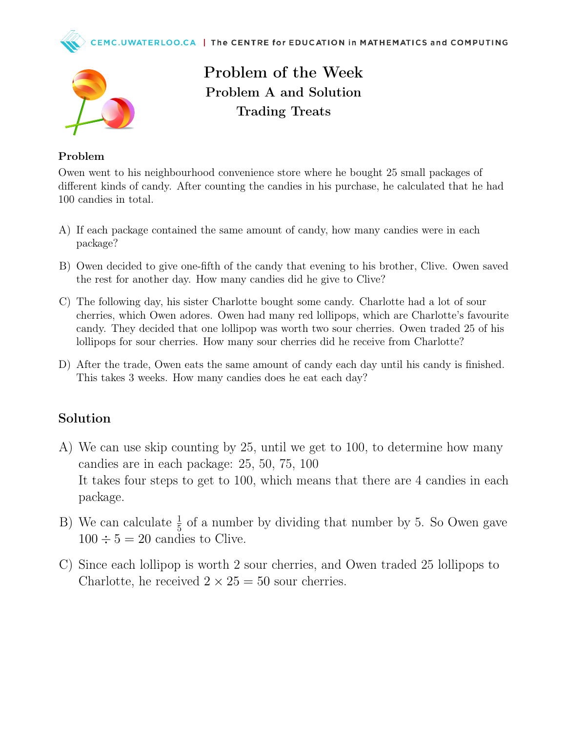# Problem of the Week

## Problem A and Solution

## Trading Treats

### Problem

Owen went to his neighbourhood convenience store where he bought 25 small packages of different kinds of candy. After counting the candies in his purchase, he calculated that he had 100 candies in total.

A) If each package contained the same amount of candy, how many candies were in each package?

B) Owen decided to give one-fifth of the candy that evening to his brother, Clive. Owen saved the rest for another day. How many candies did he give to Clive?

C) The following day, his sister Charlotte bought some candy. Charlotte had a lot of sour cherries, which Owen adores. Owen had many red lollipops, which are Charlotte's favourite candy. They decided that one lollipop was worth two sour cherries. Owen traded 25 of his lollipops for sour cherries. How many sour cherries did he receive from Charlotte?

D) After the trade, Owen eats the same amount of candy each day until his candy is finished. This takes 3 weeks. How many candies does he eat each day?

## Solution

A) We can use skip counting by 25, until we get to 100, to determine how many candies are in each package: 25, 50, 75, 100
It takes four steps to get to 100, which means that there are 4 candies in each package.

B) We can calculate $\frac{1}{5}$ of a number by dividing that number by 5. So Owen gave $100 \div 5 = 20$ candies to Clive.

C) Since each lollipop is worth 2 sour cherries, and Owen traded 25 lollipops to Charlotte, he received $2 \times 25 = 50$ sour cherries.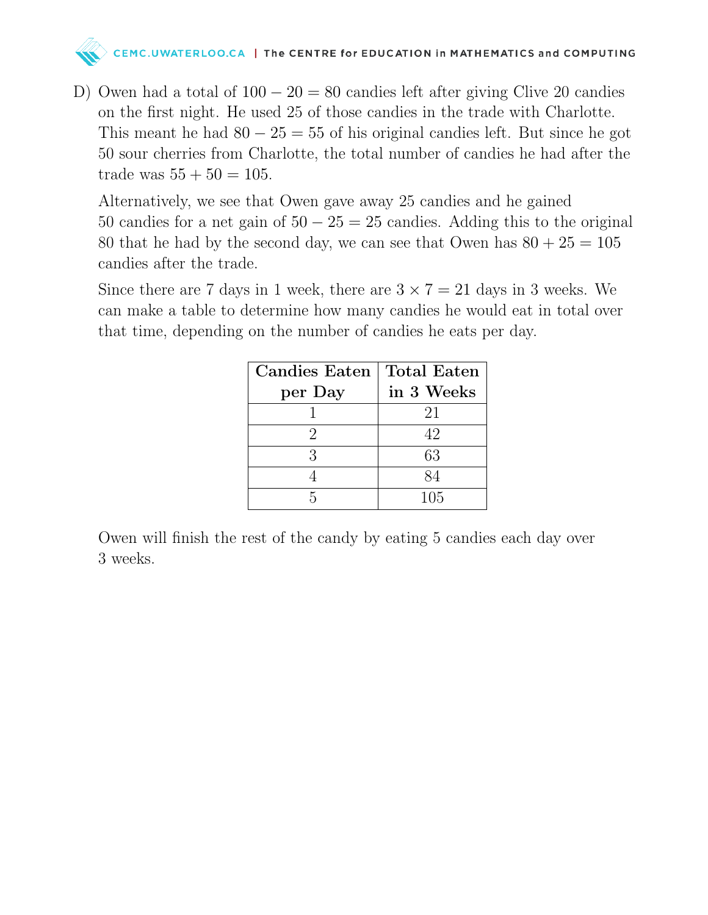D) Owen had a total of $100 - 20 = 80$ candies left after giving Clive 20 candies on the first night. He used 25 of those candies in the trade with Charlotte. This meant he had $80 - 25 = 55$ of his original candies left. But since he got 50 sour cherries from Charlotte, the total number of candies he had after the trade was $55 + 50 = 105$.

Alternatively, we see that Owen gave away 25 candies and he gained 50 candies for a net gain of $50 - 25 = 25$ candies. Adding this to the original 80 that he had by the second day, we can see that Owen has $80 + 25 = 105$ candies after the trade.

Since there are 7 days in 1 week, there are $3 \times 7 = 21$ days in 3 weeks. We can make a table to determine how many candies he would eat in total over that time, depending on the number of candies he eats per day.

| **Candies Eaten per Day** | **Total Eaten in 3 Weeks** |
| --- | --- |
| 1 | 21 |
| 2 | 42 |
| 3 | 63 |
| 4 | 84 |
| 5 | 105 |

Owen will finish the rest of the candy by eating 5 candies each day over 3 weeks.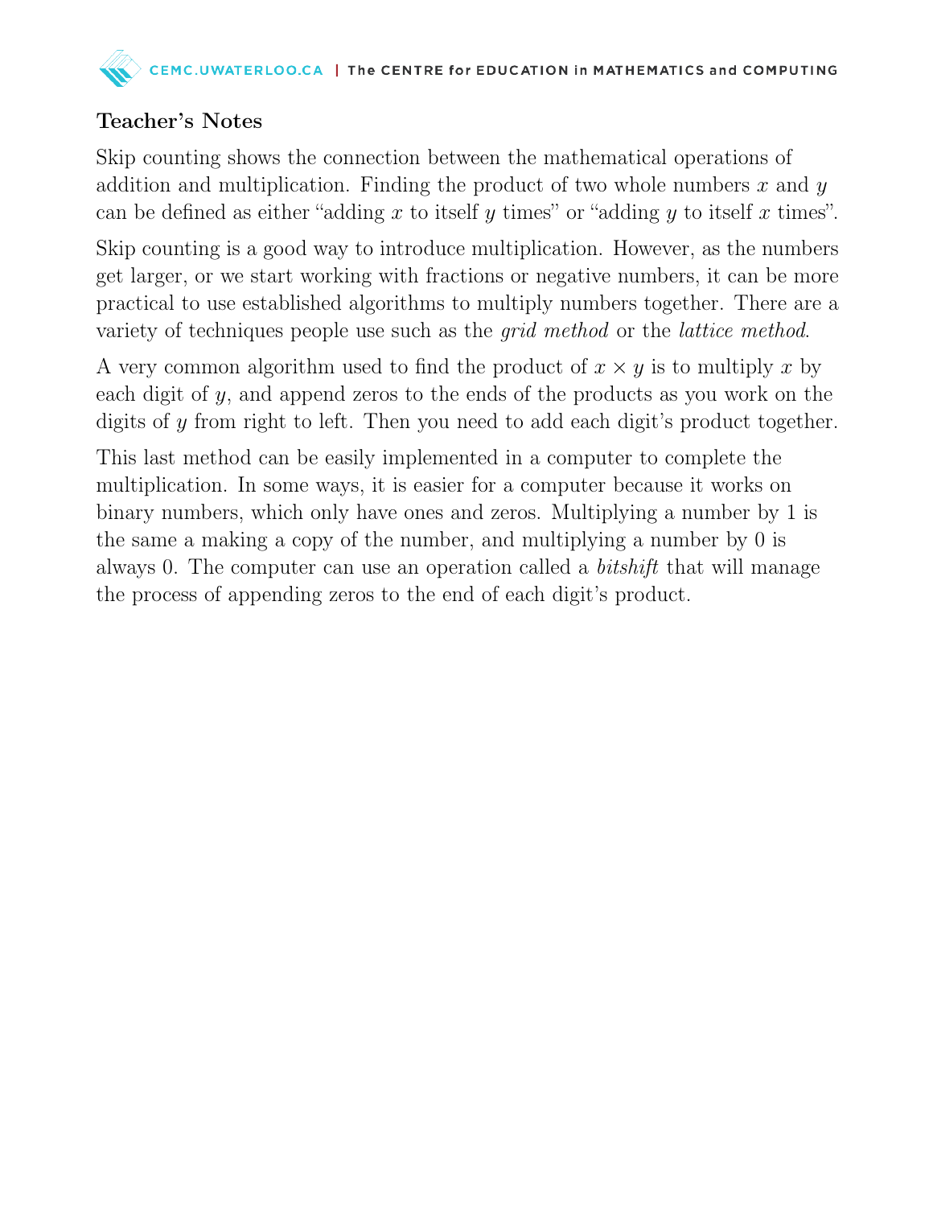## Teacher's Notes

Skip counting shows the connection between the mathematical operations of addition and multiplication. Finding the product of two whole numbers $x$ and $y$ can be defined as either "adding $x$ to itself $y$ times" or "adding $y$ to itself $x$ times".

Skip counting is a good way to introduce multiplication. However, as the numbers get larger, or we start working with fractions or negative numbers, it can be more practical to use established algorithms to multiply numbers together. There are a variety of techniques people use such as the *grid method* or the *lattice method*.

A very common algorithm used to find the product of $x \times y$ is to multiply $x$ by each digit of $y$, and append zeros to the ends of the products as you work on the digits of $y$ from right to left. Then you need to add each digit's product together.

This last method can be easily implemented in a computer to complete the multiplication. In some ways, it is easier for a computer because it works on binary numbers, which only have ones and zeros. Multiplying a number by 1 is the same a making a copy of the number, and multiplying a number by 0 is always 0. The computer can use an operation called a *bitshift* that will manage the process of appending zeros to the end of each digit's product.